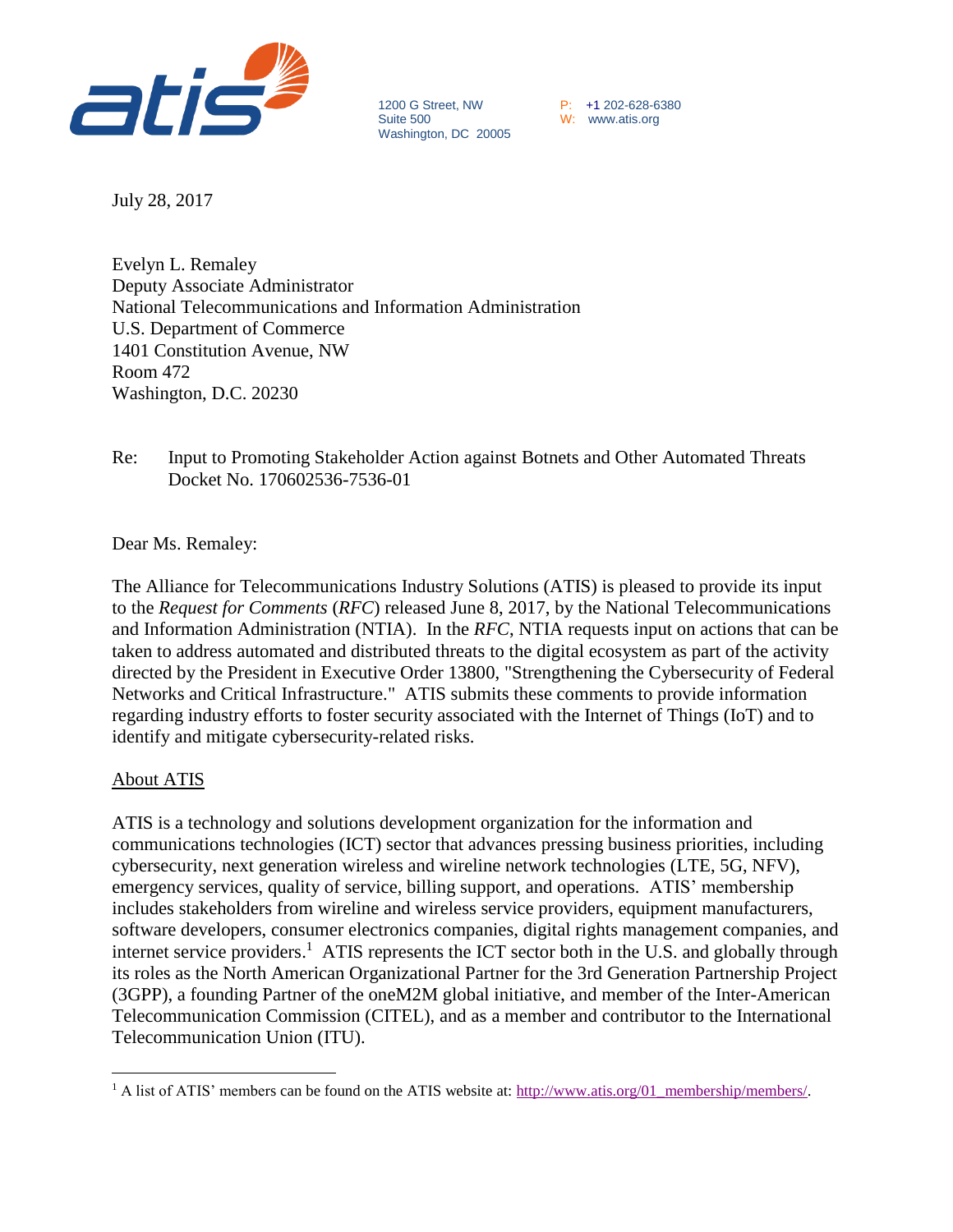1200 G Street, NW
Suite 500
Washington, DC 20005

P: +1 202-628-6380
W: www.atis.org

July 28, 2017

Evelyn L. Remaley
Deputy Associate Administrator
National Telecommunications and Information Administration
U.S. Department of Commerce
1401 Constitution Avenue, NW
Room 472
Washington, D.C. 20230

Re: Input to Promoting Stakeholder Action against Botnets and Other Automated Threats
Docket No. 170602536-7536-01

Dear Ms. Remaley:

The Alliance for Telecommunications Industry Solutions (ATIS) is pleased to provide its input to the *Request for Comments* (*RFC*) released June 8, 2017, by the National Telecommunications and Information Administration (NTIA). In the *RFC*, NTIA requests input on actions that can be taken to address automated and distributed threats to the digital ecosystem as part of the activity directed by the President in Executive Order 13800, "Strengthening the Cybersecurity of Federal Networks and Critical Infrastructure." ATIS submits these comments to provide information regarding industry efforts to foster security associated with the Internet of Things (IoT) and to identify and mitigate cybersecurity-related risks.

<u>About ATIS</u>

ATIS is a technology and solutions development organization for the information and communications technologies (ICT) sector that advances pressing business priorities, including cybersecurity, next generation wireless and wireline network technologies (LTE, 5G, NFV), emergency services, quality of service, billing support, and operations. ATIS' membership includes stakeholders from wireline and wireless service providers, equipment manufacturers, software developers, consumer electronics companies, digital rights management companies, and internet service providers.[1] ATIS represents the ICT sector both in the U.S. and globally through its roles as the North American Organizational Partner for the 3rd Generation Partnership Project (3GPP), a founding Partner of the oneM2M global initiative, and member of the Inter-American Telecommunication Commission (CITEL), and as a member and contributor to the International Telecommunication Union (ITU).

[1] A list of ATIS' members can be found on the ATIS website at: http://www.atis.org/01_membership/members/.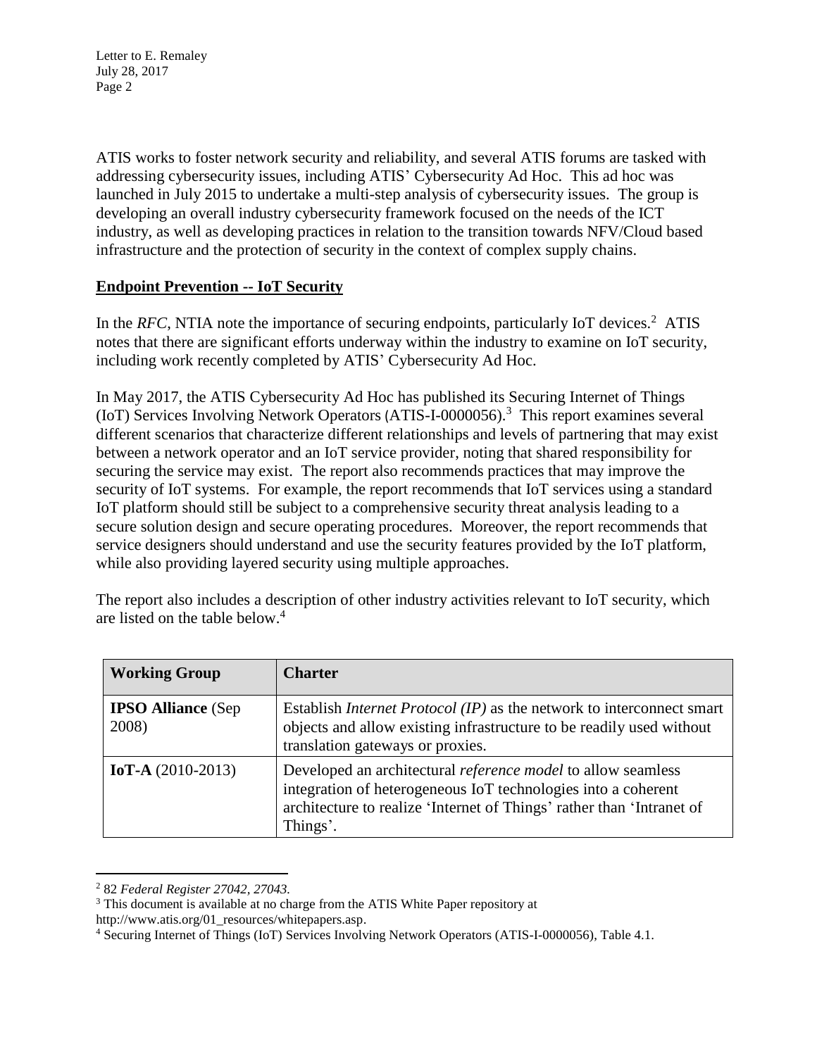ATIS works to foster network security and reliability, and several ATIS forums are tasked with addressing cybersecurity issues, including ATIS' Cybersecurity Ad Hoc. This ad hoc was launched in July 2015 to undertake a multi-step analysis of cybersecurity issues. The group is developing an overall industry cybersecurity framework focused on the needs of the ICT industry, as well as developing practices in relation to the transition towards NFV/Cloud based infrastructure and the protection of security in the context of complex supply chains.

**Endpoint Prevention -- IoT Security**

In the *RFC*, NTIA note the importance of securing endpoints, particularly IoT devices.[2] ATIS notes that there are significant efforts underway within the industry to examine on IoT security, including work recently completed by ATIS' Cybersecurity Ad Hoc.

In May 2017, the ATIS Cybersecurity Ad Hoc has published its Securing Internet of Things (IoT) Services Involving Network Operators (ATIS-I-0000056).[3] This report examines several different scenarios that characterize different relationships and levels of partnering that may exist between a network operator and an IoT service provider, noting that shared responsibility for securing the service may exist. The report also recommends practices that may improve the security of IoT systems. For example, the report recommends that IoT services using a standard IoT platform should still be subject to a comprehensive security threat analysis leading to a secure solution design and secure operating procedures. Moreover, the report recommends that service designers should understand and use the security features provided by the IoT platform, while also providing layered security using multiple approaches.

The report also includes a description of other industry activities relevant to IoT security, which are listed on the table below.[4]

| Working Group | Charter |
|---|---|
| **IPSO Alliance** (Sep 2008) | Establish *Internet Protocol (IP)* as the network to interconnect smart objects and allow existing infrastructure to be readily used without translation gateways or proxies. |
| **IoT-A** (2010-2013) | Developed an architectural *reference model* to allow seamless integration of heterogeneous IoT technologies into a coherent architecture to realize 'Internet of Things' rather than 'Intranet of Things'. |

[2] 82 *Federal Register 27042, 27043.*

[3] This document is available at no charge from the ATIS White Paper repository at http://www.atis.org/01_resources/whitepapers.asp.

[4] Securing Internet of Things (IoT) Services Involving Network Operators (ATIS-I-0000056), Table 4.1.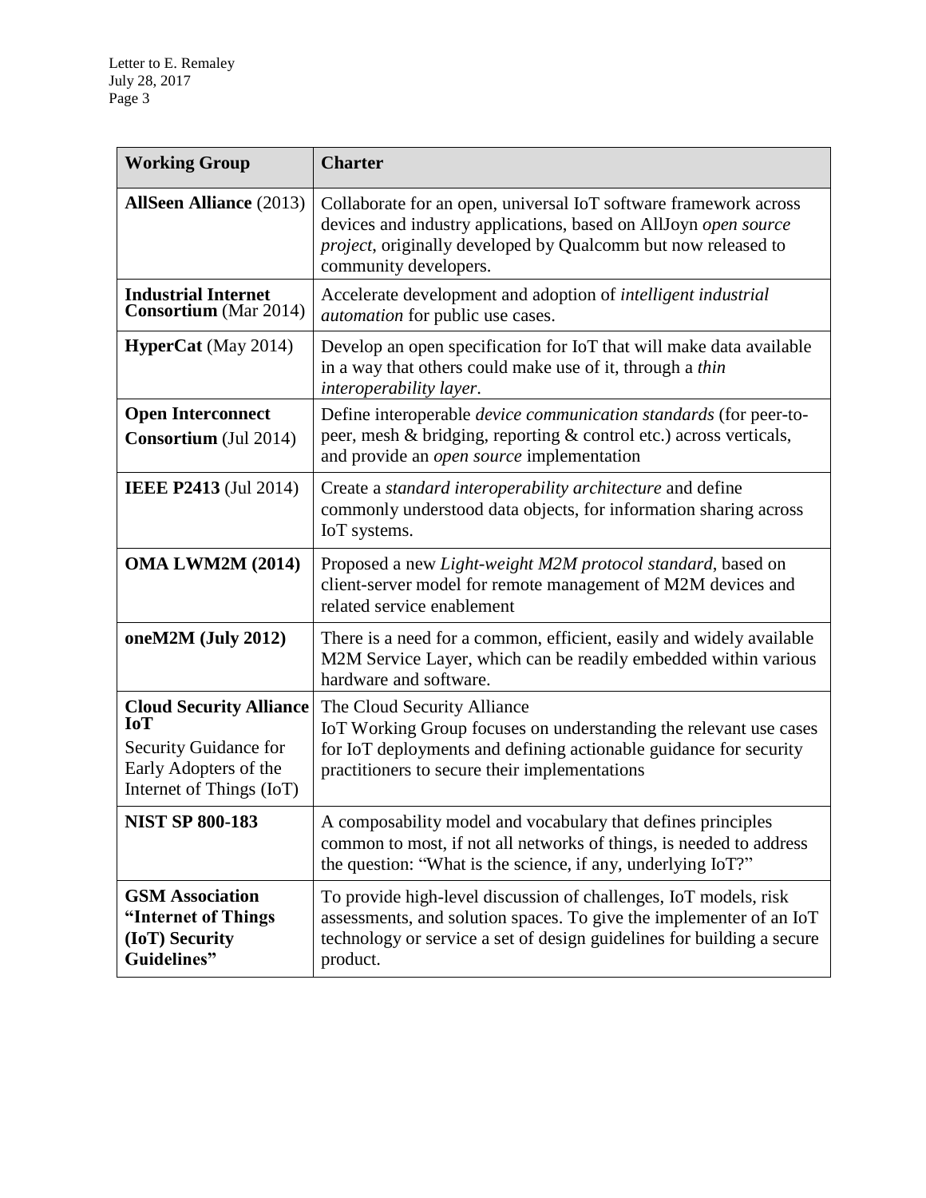| Working Group | Charter |
|---|---|
| **AllSeen Alliance** (2013) | Collaborate for an open, universal IoT software framework across devices and industry applications, based on AllJoyn *open source project*, originally developed by Qualcomm but now released to community developers. |
| **Industrial Internet Consortium** (Mar 2014) | Accelerate development and adoption of *intelligent industrial automation* for public use cases. |
| **HyperCat** (May 2014) | Develop an open specification for IoT that will make data available in a way that others could make use of it, through a *thin interoperability layer*. |
| **Open Interconnect Consortium** (Jul 2014) | Define interoperable *device communication standards* (for peer-to-peer, mesh & bridging, reporting & control etc.) across verticals, and provide an *open source* implementation |
| **IEEE P2413** (Jul 2014) | Create a *standard interoperability architecture* and define commonly understood data objects, for information sharing across IoT systems. |
| **OMA LWM2M (2014)** | Proposed a new *Light-weight M2M protocol standard*, based on client-server model for remote management of M2M devices and related service enablement |
| **oneM2M (July 2012)** | There is a need for a common, efficient, easily and widely available M2M Service Layer, which can be readily embedded within various hardware and software. |
| **Cloud Security Alliance IoT** Security Guidance for Early Adopters of the Internet of Things (IoT) | The Cloud Security Alliance IoT Working Group focuses on understanding the relevant use cases for IoT deployments and defining actionable guidance for security practitioners to secure their implementations |
| **NIST SP 800-183** | A composability model and vocabulary that defines principles common to most, if not all networks of things, is needed to address the question: "What is the science, if any, underlying IoT?" |
| **GSM Association "Internet of Things (IoT) Security Guidelines"** | To provide high-level discussion of challenges, IoT models, risk assessments, and solution spaces. To give the implementer of an IoT technology or service a set of design guidelines for building a secure product. |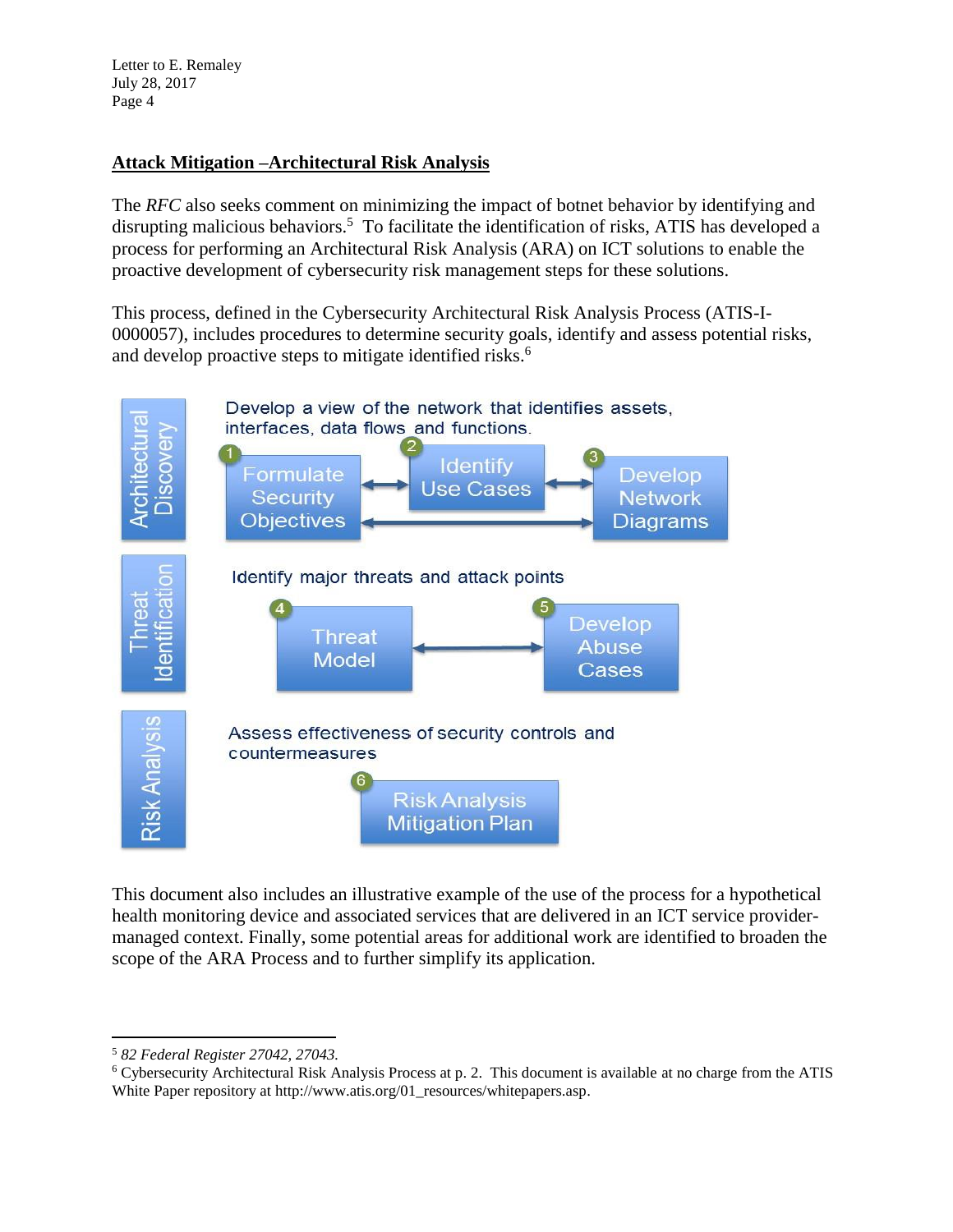## Attack Mitigation –Architectural Risk Analysis

The *RFC* also seeks comment on minimizing the impact of botnet behavior by identifying and disrupting malicious behaviors.[5] To facilitate the identification of risks, ATIS has developed a process for performing an Architectural Risk Analysis (ARA) on ICT solutions to enable the proactive development of cybersecurity risk management steps for these solutions.

This process, defined in the Cybersecurity Architectural Risk Analysis Process (ATIS-I-0000057), includes procedures to determine security goals, identify and assess potential risks, and develop proactive steps to mitigate identified risks.[6]

**Architectural Discovery**

Develop a view of the network that identifies assets, interfaces, data flows and functions.

1. Formulate Security Objectives
2. Identify Use Cases
3. Develop Network Diagrams

**Threat Identification**

Identify major threats and attack points

4. Threat Model
5. Develop Abuse Cases

**Risk Analysis**

Assess effectiveness of security controls and countermeasures

6. Risk Analysis Mitigation Plan

This document also includes an illustrative example of the use of the process for a hypothetical health monitoring device and associated services that are delivered in an ICT service provider-managed context. Finally, some potential areas for additional work are identified to broaden the scope of the ARA Process and to further simplify its application.

---

[5] *82 Federal Register 27042, 27043.*

[6] Cybersecurity Architectural Risk Analysis Process at p. 2. This document is available at no charge from the ATIS White Paper repository at http://www.atis.org/01_resources/whitepapers.asp.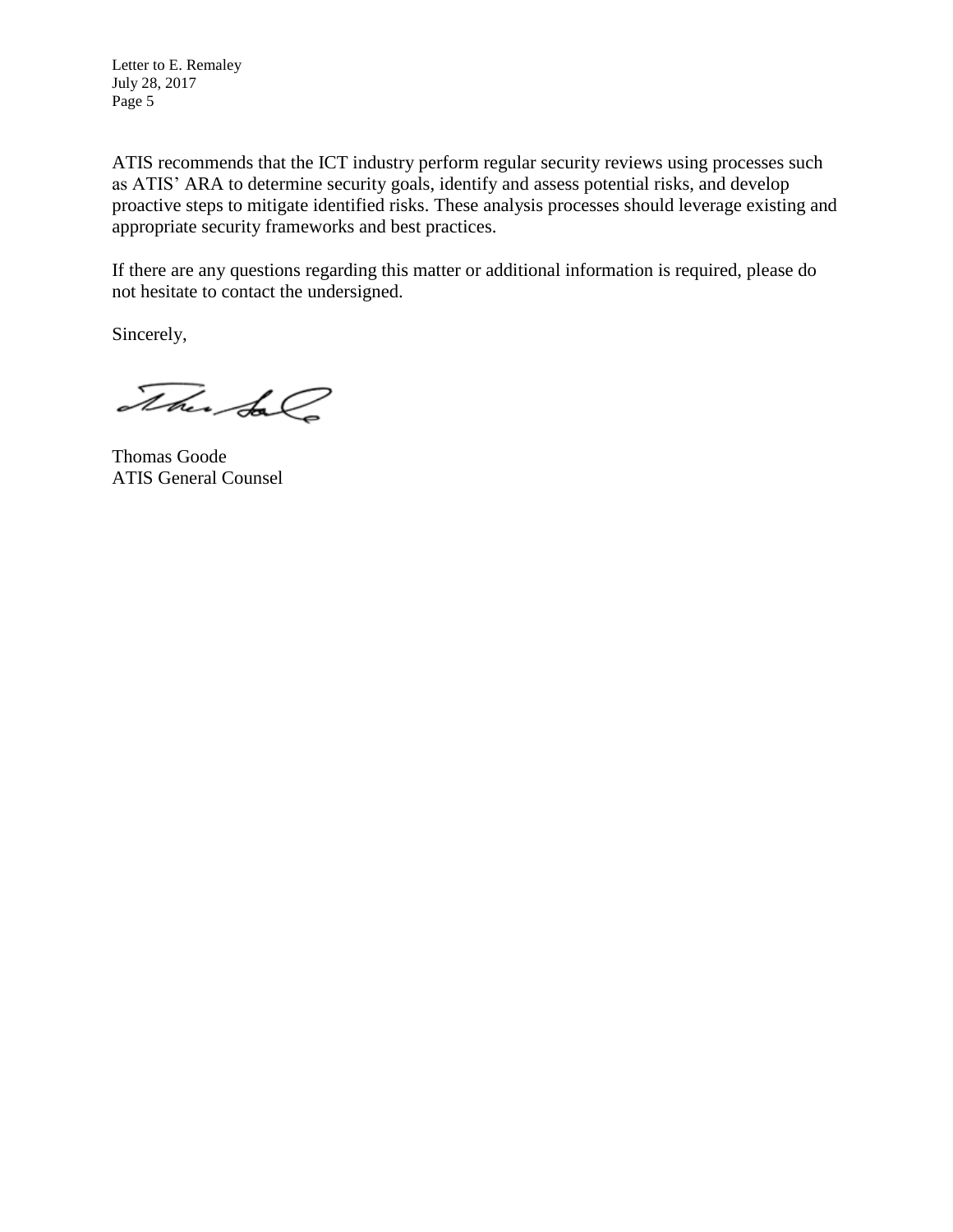ATIS recommends that the ICT industry perform regular security reviews using processes such as ATIS' ARA to determine security goals, identify and assess potential risks, and develop proactive steps to mitigate identified risks. These analysis processes should leverage existing and appropriate security frameworks and best practices.

If there are any questions regarding this matter or additional information is required, please do not hesitate to contact the undersigned.

Sincerely,

Thomas Goode
ATIS General Counsel